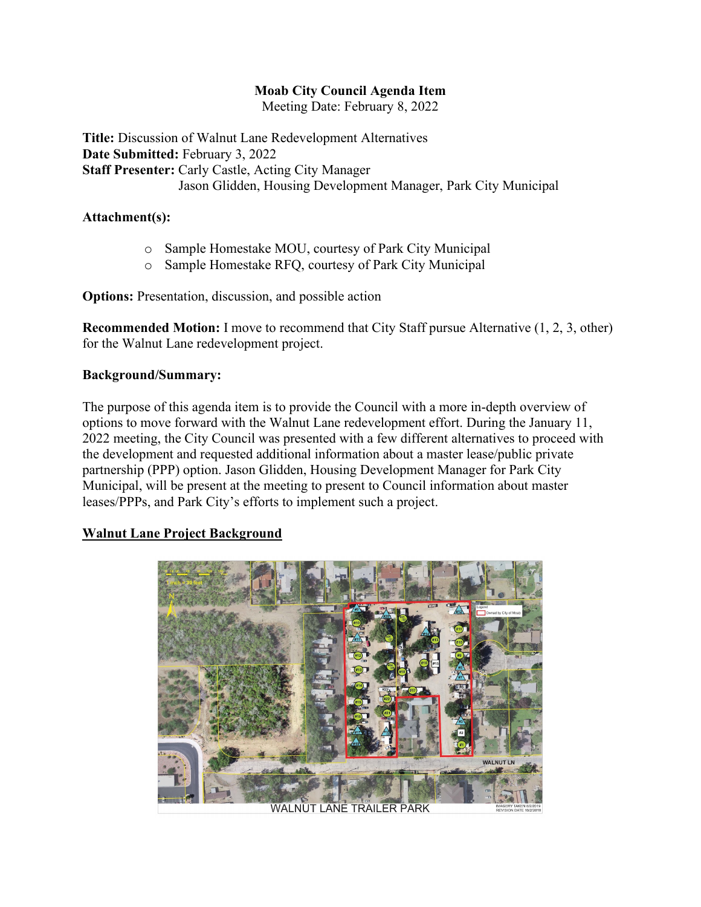**Moab City Council Agenda Item**
Meeting Date: February 8, 2022

**Title:** Discussion of Walnut Lane Redevelopment Alternatives
**Date Submitted:** February 3, 2022
**Staff Presenter:** Carly Castle, Acting City Manager
Jason Glidden, Housing Development Manager, Park City Municipal

**Attachment(s):**

- Sample Homestake MOU, courtesy of Park City Municipal
- Sample Homestake RFQ, courtesy of Park City Municipal

**Options:** Presentation, discussion, and possible action

**Recommended Motion:** I move to recommend that City Staff pursue Alternative (1, 2, 3, other) for the Walnut Lane redevelopment project.

**Background/Summary:**

The purpose of this agenda item is to provide the Council with a more in-depth overview of options to move forward with the Walnut Lane redevelopment effort. During the January 11, 2022 meeting, the City Council was presented with a few different alternatives to proceed with the development and requested additional information about a master lease/public private partnership (PPP) option. Jason Glidden, Housing Development Manager for Park City Municipal, will be present at the meeting to present to Council information about master leases/PPPs, and Park City's efforts to implement such a project.

**Walnut Lane Project Background**

1 inch = 30 feet

N

Legend

Owned by City of Moab

WALNUT LN

WALNUT LANE TRAILER PARK

IMAGERY TAKEN 6/2/2019
REVISION DATE 10/2/2019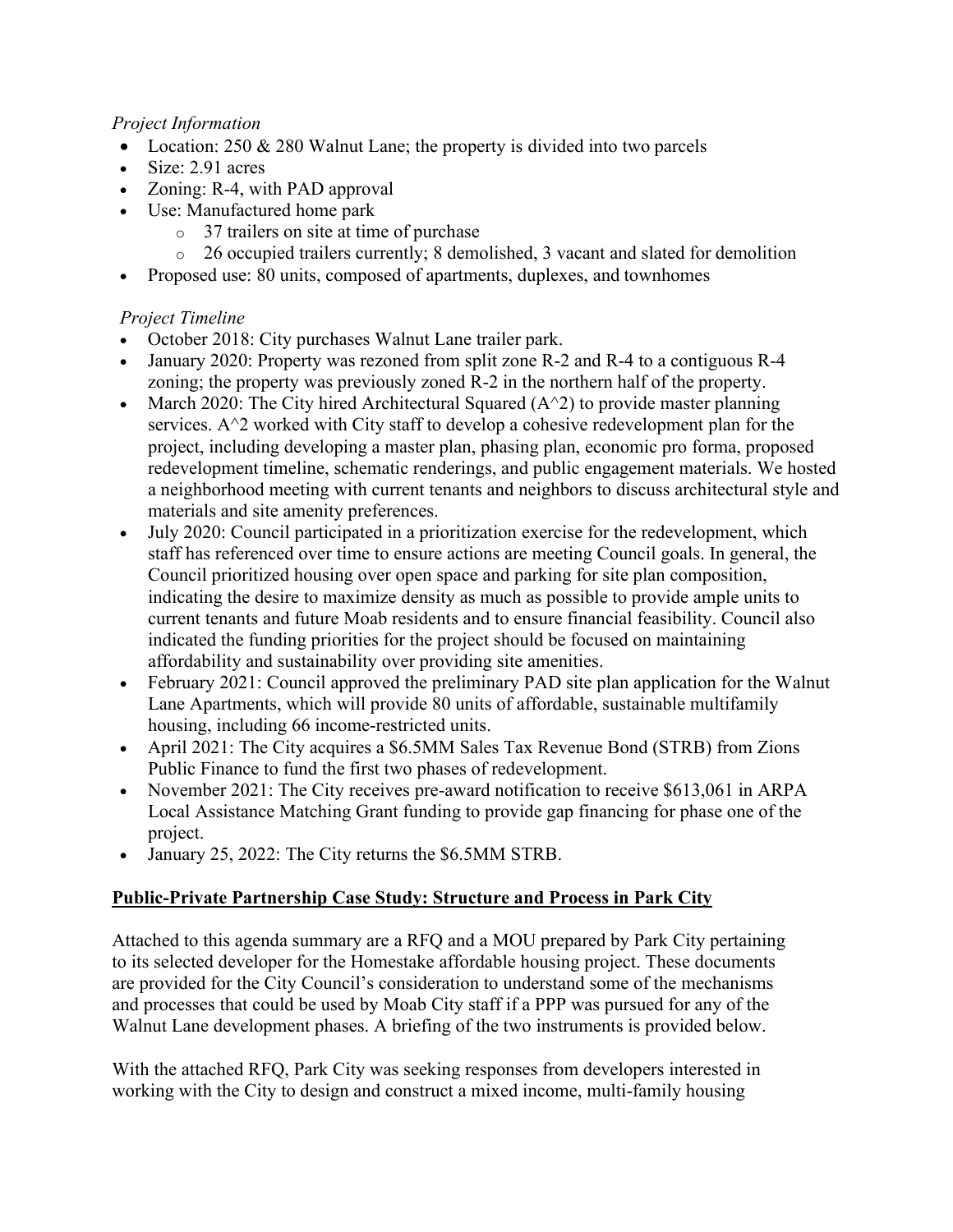*Project Information*

- Location: 250 & 280 Walnut Lane; the property is divided into two parcels
- Size: 2.91 acres
- Zoning: R-4, with PAD approval
- Use: Manufactured home park
  - 37 trailers on site at time of purchase
  - 26 occupied trailers currently; 8 demolished, 3 vacant and slated for demolition
- Proposed use: 80 units, composed of apartments, duplexes, and townhomes

*Project Timeline*

- October 2018: City purchases Walnut Lane trailer park.
- January 2020: Property was rezoned from split zone R-2 and R-4 to a contiguous R-4 zoning; the property was previously zoned R-2 in the northern half of the property.
- March 2020: The City hired Architectural Squared (A^2) to provide master planning services. A^2 worked with City staff to develop a cohesive redevelopment plan for the project, including developing a master plan, phasing plan, economic pro forma, proposed redevelopment timeline, schematic renderings, and public engagement materials. We hosted a neighborhood meeting with current tenants and neighbors to discuss architectural style and materials and site amenity preferences.
- July 2020: Council participated in a prioritization exercise for the redevelopment, which staff has referenced over time to ensure actions are meeting Council goals. In general, the Council prioritized housing over open space and parking for site plan composition, indicating the desire to maximize density as much as possible to provide ample units to current tenants and future Moab residents and to ensure financial feasibility. Council also indicated the funding priorities for the project should be focused on maintaining affordability and sustainability over providing site amenities.
- February 2021: Council approved the preliminary PAD site plan application for the Walnut Lane Apartments, which will provide 80 units of affordable, sustainable multifamily housing, including 66 income-restricted units.
- April 2021: The City acquires a $6.5MM Sales Tax Revenue Bond (STRB) from Zions Public Finance to fund the first two phases of redevelopment.
- November 2021: The City receives pre-award notification to receive $613,061 in ARPA Local Assistance Matching Grant funding to provide gap financing for phase one of the project.
- January 25, 2022: The City returns the $6.5MM STRB.

## Public-Private Partnership Case Study: Structure and Process in Park City

Attached to this agenda summary are a RFQ and a MOU prepared by Park City pertaining to its selected developer for the Homestake affordable housing project. These documents are provided for the City Council's consideration to understand some of the mechanisms and processes that could be used by Moab City staff if a PPP was pursued for any of the Walnut Lane development phases. A briefing of the two instruments is provided below.

With the attached RFQ, Park City was seeking responses from developers interested in working with the City to design and construct a mixed income, multi-family housing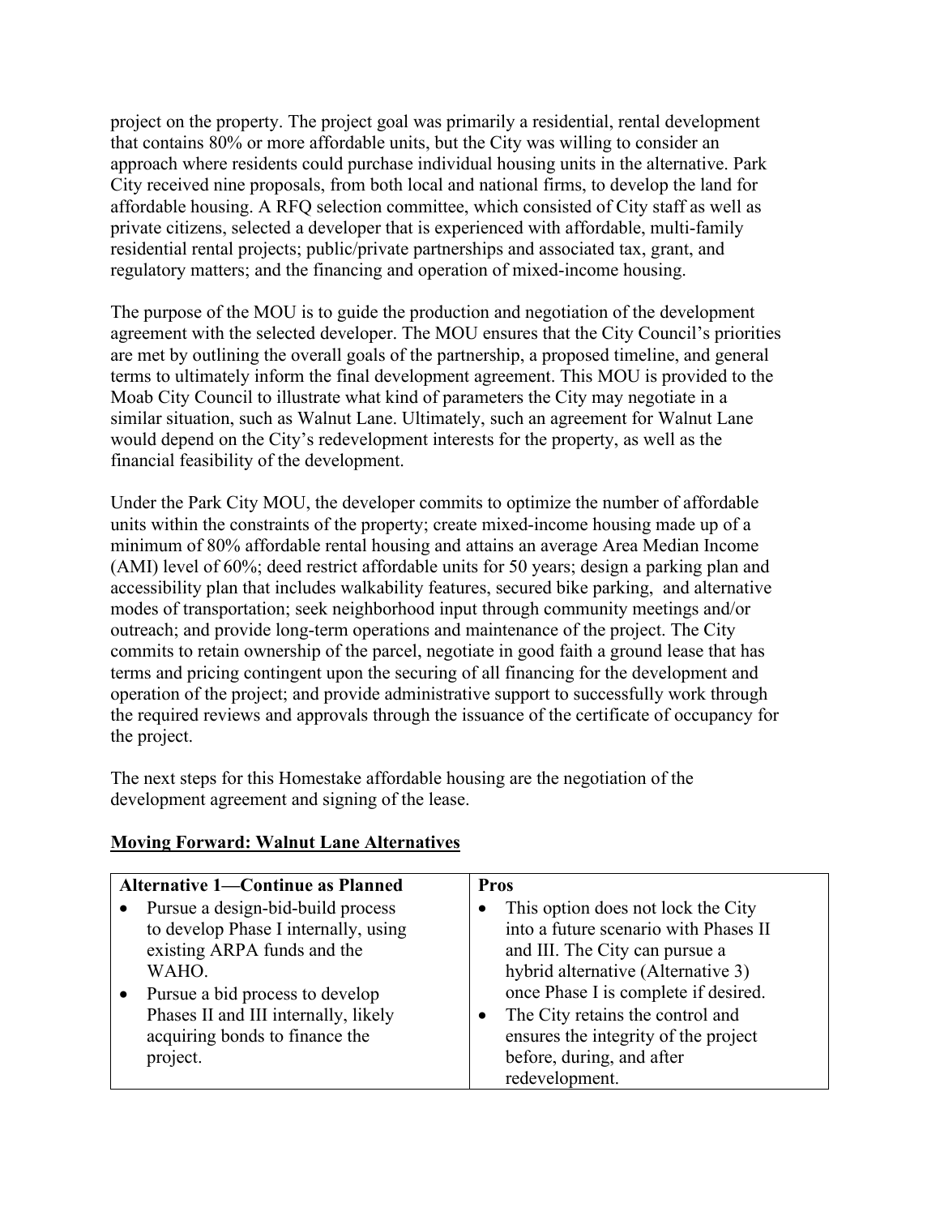project on the property. The project goal was primarily a residential, rental development that contains 80% or more affordable units, but the City was willing to consider an approach where residents could purchase individual housing units in the alternative. Park City received nine proposals, from both local and national firms, to develop the land for affordable housing. A RFQ selection committee, which consisted of City staff as well as private citizens, selected a developer that is experienced with affordable, multi-family residential rental projects; public/private partnerships and associated tax, grant, and regulatory matters; and the financing and operation of mixed-income housing.

The purpose of the MOU is to guide the production and negotiation of the development agreement with the selected developer. The MOU ensures that the City Council's priorities are met by outlining the overall goals of the partnership, a proposed timeline, and general terms to ultimately inform the final development agreement. This MOU is provided to the Moab City Council to illustrate what kind of parameters the City may negotiate in a similar situation, such as Walnut Lane. Ultimately, such an agreement for Walnut Lane would depend on the City's redevelopment interests for the property, as well as the financial feasibility of the development.

Under the Park City MOU, the developer commits to optimize the number of affordable units within the constraints of the property; create mixed-income housing made up of a minimum of 80% affordable rental housing and attains an average Area Median Income (AMI) level of 60%; deed restrict affordable units for 50 years; design a parking plan and accessibility plan that includes walkability features, secured bike parking, and alternative modes of transportation; seek neighborhood input through community meetings and/or outreach; and provide long-term operations and maintenance of the project. The City commits to retain ownership of the parcel, negotiate in good faith a ground lease that has terms and pricing contingent upon the securing of all financing for the development and operation of the project; and provide administrative support to successfully work through the required reviews and approvals through the issuance of the certificate of occupancy for the project.

The next steps for this Homestake affordable housing are the negotiation of the development agreement and signing of the lease.

## **Moving Forward: Walnut Lane Alternatives**

| **Alternative 1—Continue as Planned** | **Pros** |
|---|---|
| • Pursue a design-bid-build process to develop Phase I internally, using existing ARPA funds and the WAHO.<br>• Pursue a bid process to develop Phases II and III internally, likely acquiring bonds to finance the project. | • This option does not lock the City into a future scenario with Phases II and III. The City can pursue a hybrid alternative (Alternative 3) once Phase I is complete if desired.<br>• The City retains the control and ensures the integrity of the project before, during, and after redevelopment. |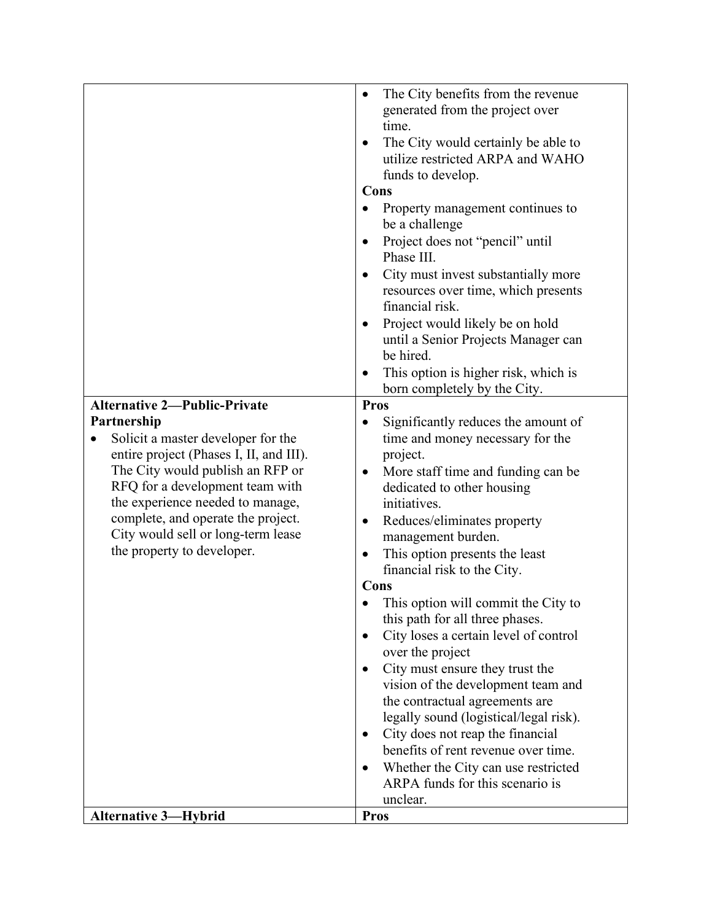| | |
|---|---|
| | • The City benefits from the revenue generated from the project over time.<br>• The City would certainly be able to utilize restricted ARPA and WAHO funds to develop.<br>**Cons**<br>• Property management continues to be a challenge<br>• Project does not "pencil" until Phase III.<br>• City must invest substantially more resources over time, which presents financial risk.<br>• Project would likely be on hold until a Senior Projects Manager can be hired.<br>• This option is higher risk, which is born completely by the City. |
| **Alternative 2—Public-Private Partnership**<br>• Solicit a master developer for the entire project (Phases I, II, and III). The City would publish an RFP or RFQ for a development team with the experience needed to manage, complete, and operate the project. City would sell or long-term lease the property to developer. | **Pros**<br>• Significantly reduces the amount of time and money necessary for the project.<br>• More staff time and funding can be dedicated to other housing initiatives.<br>• Reduces/eliminates property management burden.<br>• This option presents the least financial risk to the City.<br>**Cons**<br>• This option will commit the City to this path for all three phases.<br>• City loses a certain level of control over the project<br>• City must ensure they trust the vision of the development team and the contractual agreements are legally sound (logistical/legal risk).<br>• City does not reap the financial benefits of rent revenue over time.<br>• Whether the City can use restricted ARPA funds for this scenario is unclear. |
| **Alternative 3—Hybrid** | **Pros** |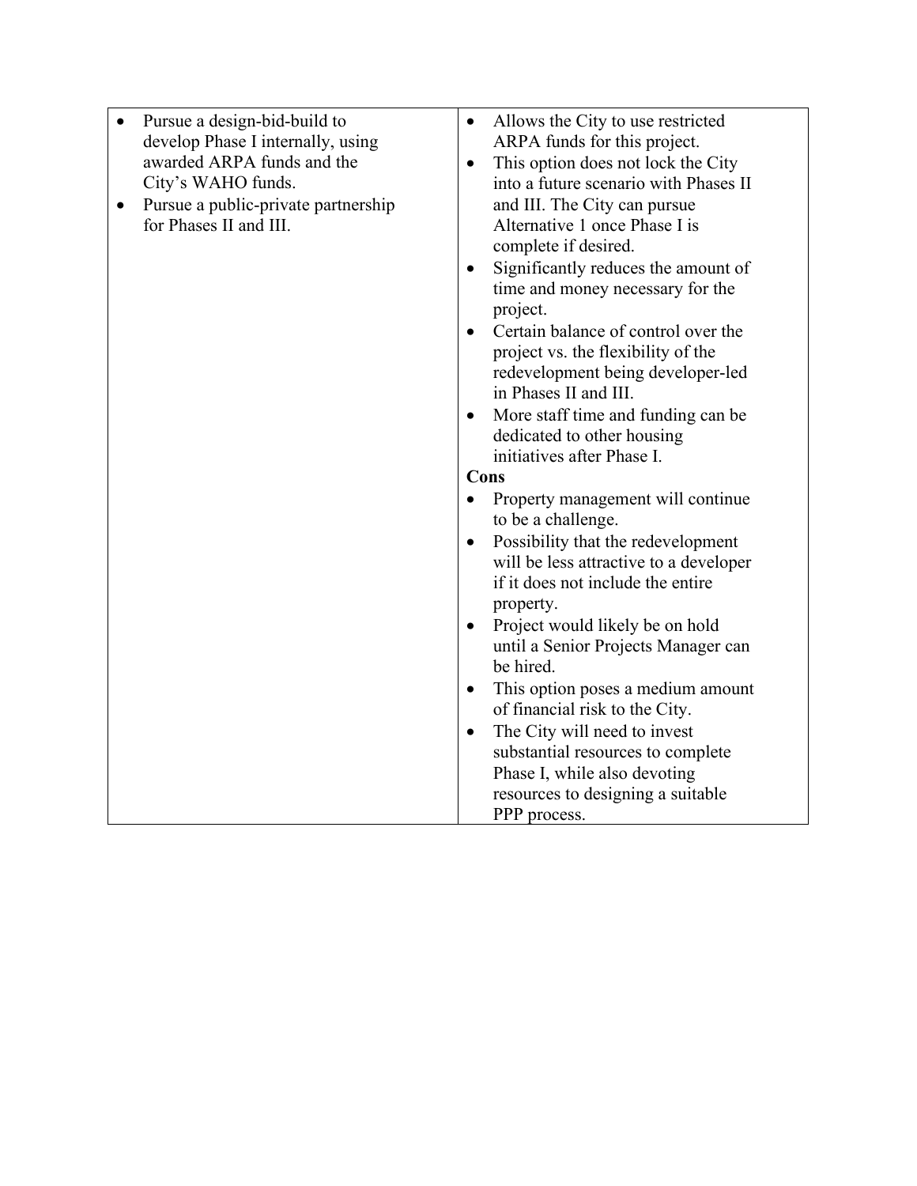| | |
|---|---|
| • Pursue a design-bid-build to develop Phase I internally, using awarded ARPA funds and the City's WAHO funds.<br>• Pursue a public-private partnership for Phases II and III. | • Allows the City to use restricted ARPA funds for this project.<br>• This option does not lock the City into a future scenario with Phases II and III. The City can pursue Alternative 1 once Phase I is complete if desired.<br>• Significantly reduces the amount of time and money necessary for the project.<br>• Certain balance of control over the project vs. the flexibility of the redevelopment being developer-led in Phases II and III.<br>• More staff time and funding can be dedicated to other housing initiatives after Phase I.<br>**Cons**<br>• Property management will continue to be a challenge.<br>• Possibility that the redevelopment will be less attractive to a developer if it does not include the entire property.<br>• Project would likely be on hold until a Senior Projects Manager can be hired.<br>• This option poses a medium amount of financial risk to the City.<br>• The City will need to invest substantial resources to complete Phase I, while also devoting resources to designing a suitable PPP process. |